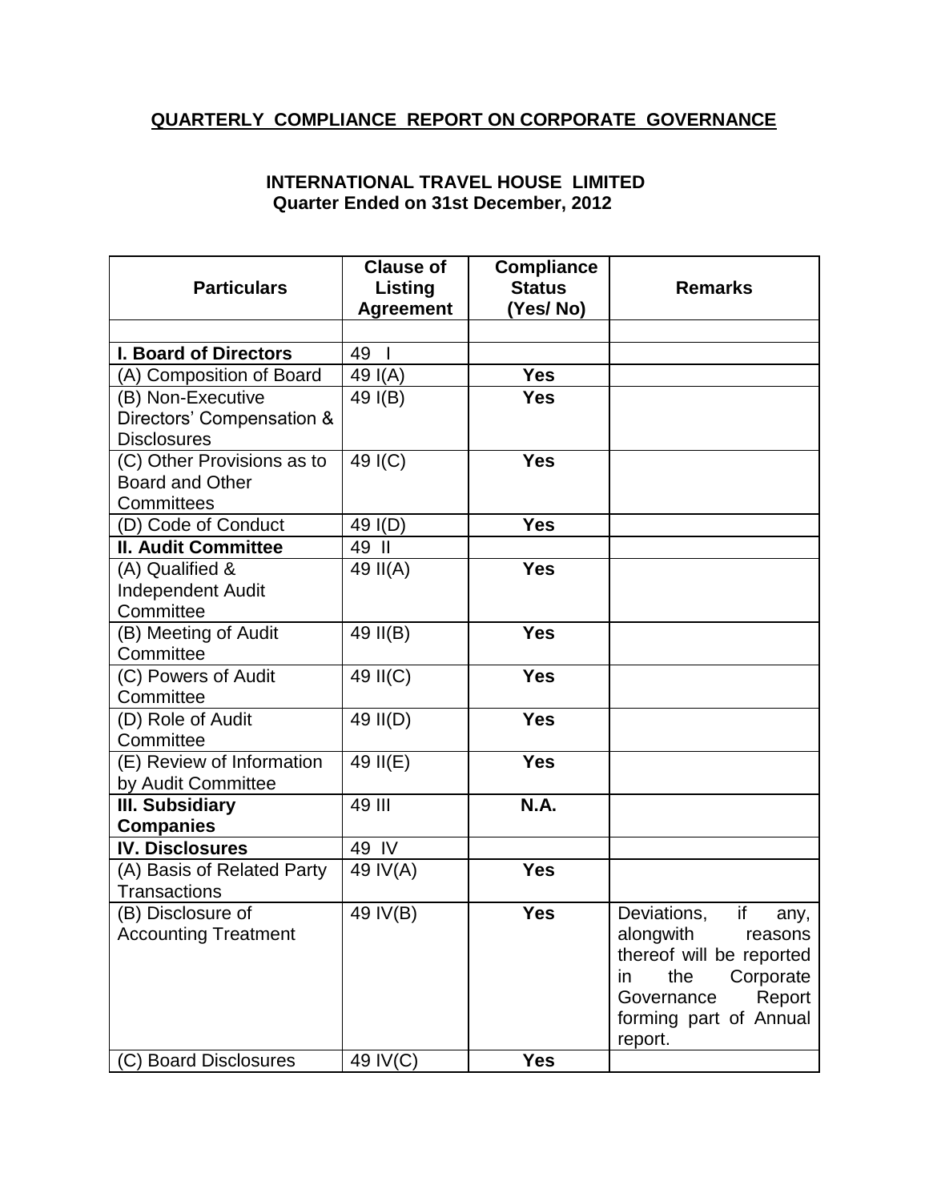## QUARTERLY COMPLIANCE REPORT ON CORPORATE GOVERNANCE

### INTERNATIONAL TRAVEL HOUSE LIMITED
### Quarter Ended on 31st December, 2012

| Particulars | Clause of Listing Agreement | Compliance Status (Yes/ No) | Remarks |
|---|---|---|---|
| | | | |
| **I. Board of Directors** | 49 I | | |
| (A) Composition of Board | 49 I(A) | **Yes** | |
| (B) Non-Executive Directors' Compensation & Disclosures | 49 I(B) | **Yes** | |
| (C) Other Provisions as to Board and Other Committees | 49 I(C) | **Yes** | |
| (D) Code of Conduct | 49 I(D) | **Yes** | |
| **II. Audit Committee** | 49 II | | |
| (A) Qualified & Independent Audit Committee | 49 II(A) | **Yes** | |
| (B) Meeting of Audit Committee | 49 II(B) | **Yes** | |
| (C) Powers of Audit Committee | 49 II(C) | **Yes** | |
| (D) Role of Audit Committee | 49 II(D) | **Yes** | |
| (E) Review of Information by Audit Committee | 49 II(E) | **Yes** | |
| **III. Subsidiary Companies** | 49 III | **N.A.** | |
| **IV. Disclosures** | 49 IV | | |
| (A) Basis of Related Party Transactions | 49 IV(A) | **Yes** | |
| (B) Disclosure of Accounting Treatment | 49 IV(B) | **Yes** | Deviations, if any, alongwith reasons thereof will be reported in the Corporate Governance Report forming part of Annual report. |
| (C) Board Disclosures | 49 IV(C) | **Yes** | |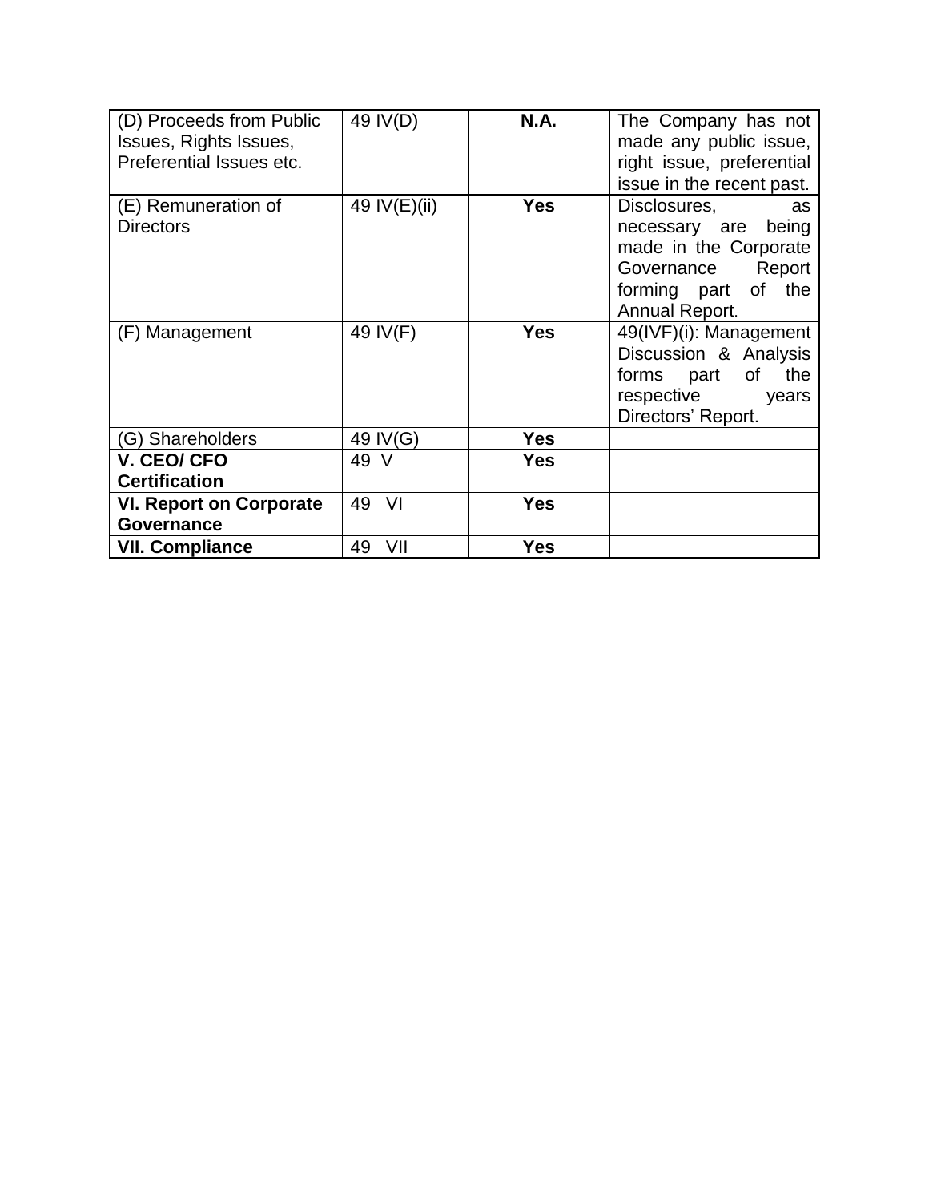| | | | |
|---|---|---|---|
| (D) Proceeds from Public Issues, Rights Issues, Preferential Issues etc. | 49 IV(D) | **N.A.** | The Company has not made any public issue, right issue, preferential issue in the recent past. |
| (E) Remuneration of Directors | 49 IV(E)(ii) | **Yes** | Disclosures, as necessary are being made in the Corporate Governance Report forming part of the Annual Report. |
| (F) Management | 49 IV(F) | **Yes** | 49(IVF)(i): Management Discussion & Analysis forms part of the respective years Directors' Report. |
| (G) Shareholders | 49 IV(G) | **Yes** | |
| **V. CEO/ CFO Certification** | 49 V | **Yes** | |
| **VI. Report on Corporate Governance** | 49 VI | **Yes** | |
| **VII. Compliance** | 49 VII | **Yes** | |